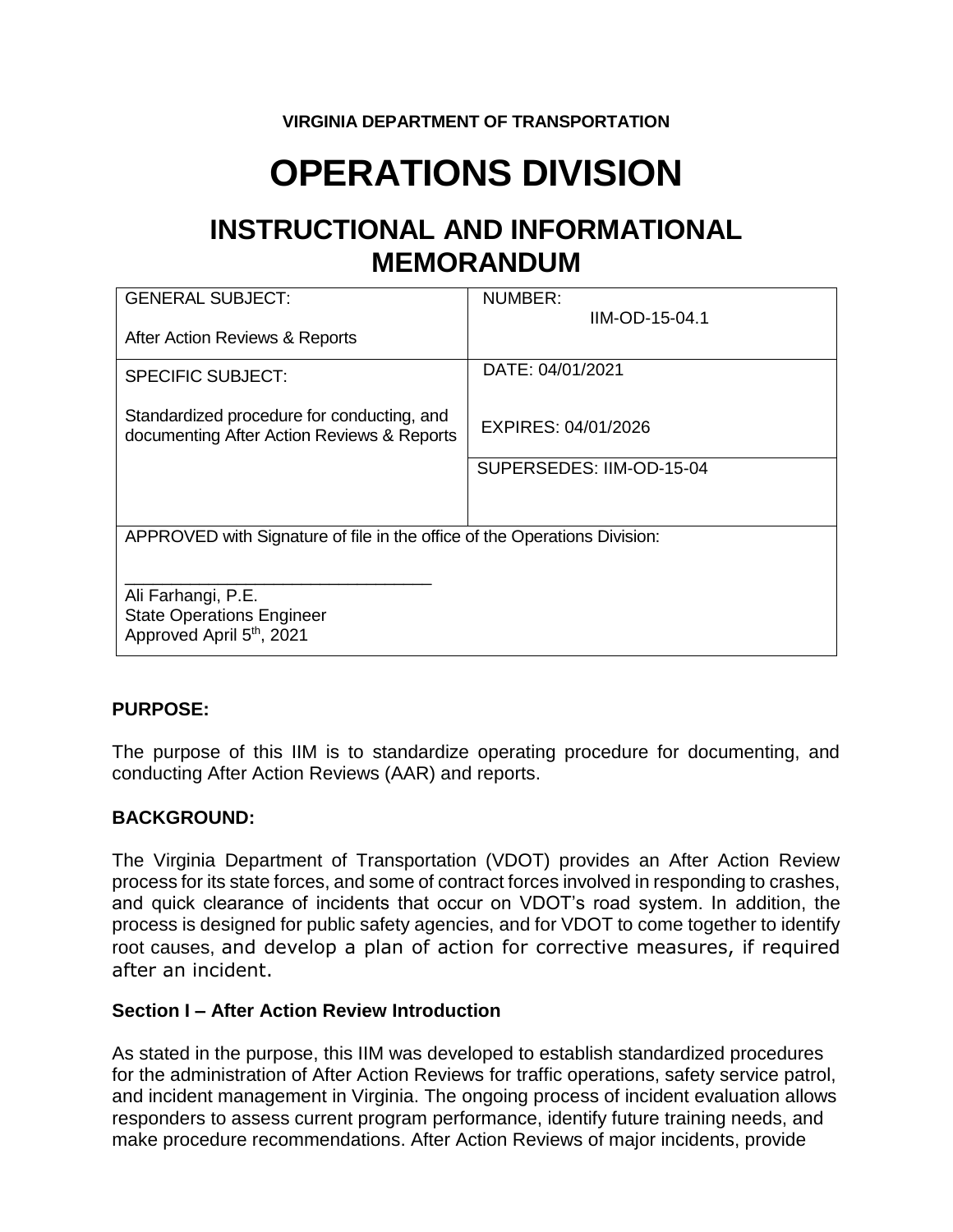**VIRGINIA DEPARTMENT OF TRANSPORTATION**

# OPERATIONS DIVISION

## INSTRUCTIONAL AND INFORMATIONAL MEMORANDUM

| GENERAL SUBJECT:<br><br>After Action Reviews & Reports | NUMBER:<br>IIM-OD-15-04.1 |
|---|---|
| SPECIFIC SUBJECT:<br><br>Standardized procedure for conducting, and documenting After Action Reviews & Reports | DATE: 04/01/2021<br><br>EXPIRES: 04/01/2026 |
| | SUPERSEDES: IIM-OD-15-04 |
| APPROVED with Signature of file in the office of the Operations Division:<br><br>\_\_\_\_\_\_\_\_\_\_\_\_\_\_\_\_\_\_\_\_\_\_\_\_\_\_\_\_\_\_\_\_<br>Ali Farhangi, P.E.<br>State Operations Engineer<br>Approved April 5th, 2021 | |

**PURPOSE:**

The purpose of this IIM is to standardize operating procedure for documenting, and conducting After Action Reviews (AAR) and reports.

**BACKGROUND:**

The Virginia Department of Transportation (VDOT) provides an After Action Review process for its state forces, and some of contract forces involved in responding to crashes, and quick clearance of incidents that occur on VDOT's road system. In addition, the process is designed for public safety agencies, and for VDOT to come together to identify root causes, and develop a plan of action for corrective measures, if required after an incident.

**Section I – After Action Review Introduction**

As stated in the purpose, this IIM was developed to establish standardized procedures for the administration of After Action Reviews for traffic operations, safety service patrol, and incident management in Virginia. The ongoing process of incident evaluation allows responders to assess current program performance, identify future training needs, and make procedure recommendations. After Action Reviews of major incidents, provide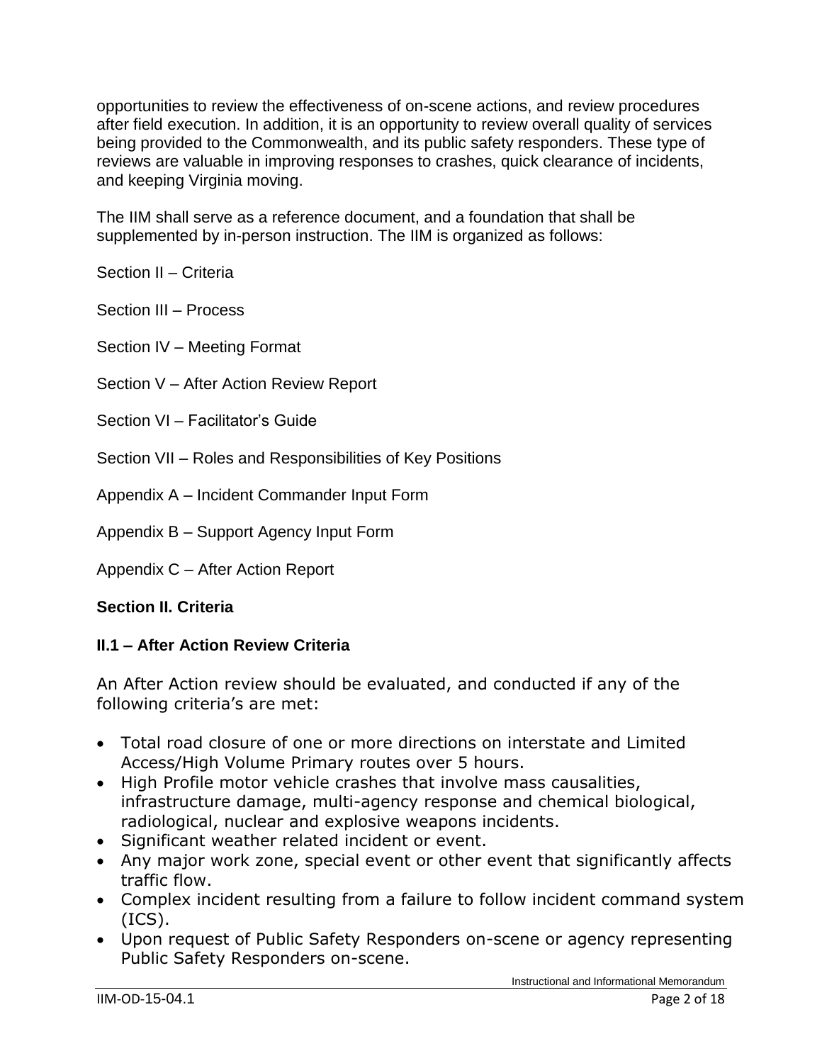opportunities to review the effectiveness of on-scene actions, and review procedures after field execution. In addition, it is an opportunity to review overall quality of services being provided to the Commonwealth, and its public safety responders. These type of reviews are valuable in improving responses to crashes, quick clearance of incidents, and keeping Virginia moving.

The IIM shall serve as a reference document, and a foundation that shall be supplemented by in-person instruction. The IIM is organized as follows:

Section II – Criteria

Section III – Process

Section IV – Meeting Format

Section V – After Action Review Report

Section VI – Facilitator's Guide

Section VII – Roles and Responsibilities of Key Positions

Appendix A – Incident Commander Input Form

Appendix B – Support Agency Input Form

Appendix C – After Action Report

## Section II. Criteria

### II.1 – After Action Review Criteria

An After Action review should be evaluated, and conducted if any of the following criteria's are met:

- Total road closure of one or more directions on interstate and Limited Access/High Volume Primary routes over 5 hours.
- High Profile motor vehicle crashes that involve mass causalities, infrastructure damage, multi-agency response and chemical biological, radiological, nuclear and explosive weapons incidents.
- Significant weather related incident or event.
- Any major work zone, special event or other event that significantly affects traffic flow.
- Complex incident resulting from a failure to follow incident command system (ICS).
- Upon request of Public Safety Responders on-scene or agency representing Public Safety Responders on-scene.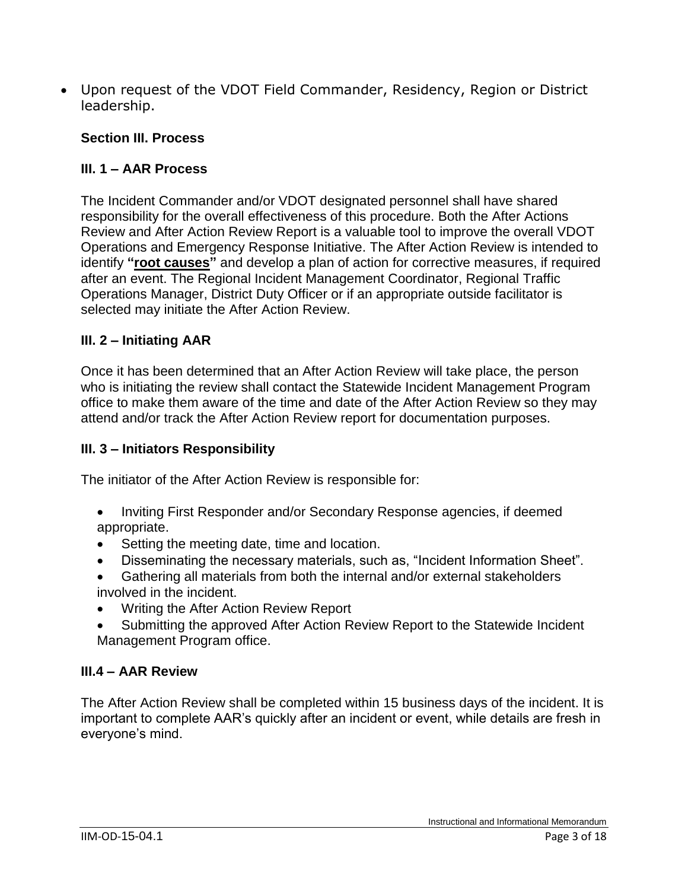- Upon request of the VDOT Field Commander, Residency, Region or District leadership.

### Section III. Process

### III. 1 – AAR Process

The Incident Commander and/or VDOT designated personnel shall have shared responsibility for the overall effectiveness of this procedure. Both the After Actions Review and After Action Review Report is a valuable tool to improve the overall VDOT Operations and Emergency Response Initiative. The After Action Review is intended to identify **"root causes"** and develop a plan of action for corrective measures, if required after an event. The Regional Incident Management Coordinator, Regional Traffic Operations Manager, District Duty Officer or if an appropriate outside facilitator is selected may initiate the After Action Review.

### III. 2 – Initiating AAR

Once it has been determined that an After Action Review will take place, the person who is initiating the review shall contact the Statewide Incident Management Program office to make them aware of the time and date of the After Action Review so they may attend and/or track the After Action Review report for documentation purposes.

### III. 3 – Initiators Responsibility

The initiator of the After Action Review is responsible for:

- Inviting First Responder and/or Secondary Response agencies, if deemed appropriate.
- Setting the meeting date, time and location.
- Disseminating the necessary materials, such as, "Incident Information Sheet".
- Gathering all materials from both the internal and/or external stakeholders involved in the incident.
- Writing the After Action Review Report
- Submitting the approved After Action Review Report to the Statewide Incident Management Program office.

### III.4 – AAR Review

The After Action Review shall be completed within 15 business days of the incident. It is important to complete AAR's quickly after an incident or event, while details are fresh in everyone's mind.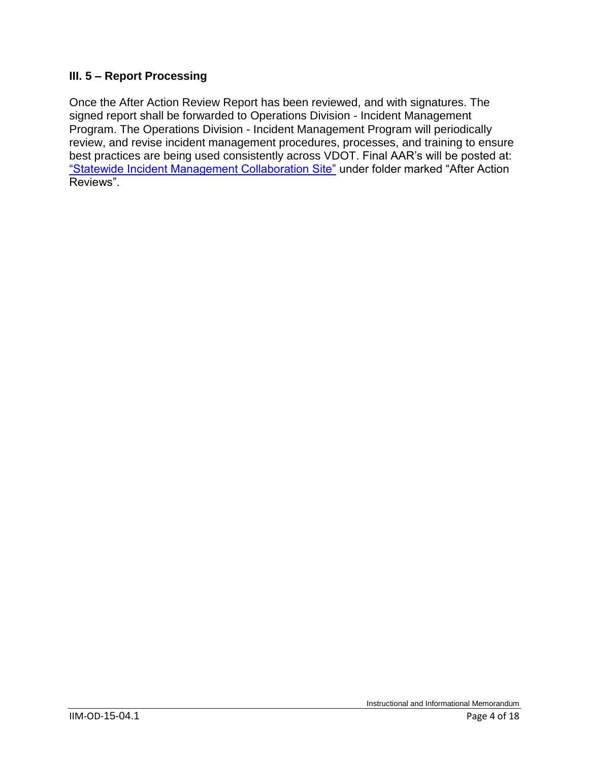### III. 5 – Report Processing

Once the After Action Review Report has been reviewed, and with signatures. The signed report shall be forwarded to Operations Division - Incident Management Program. The Operations Division - Incident Management Program will periodically review, and revise incident management procedures, processes, and training to ensure best practices are being used consistently across VDOT. Final AAR's will be posted at: "Statewide Incident Management Collaboration Site" under folder marked "After Action Reviews".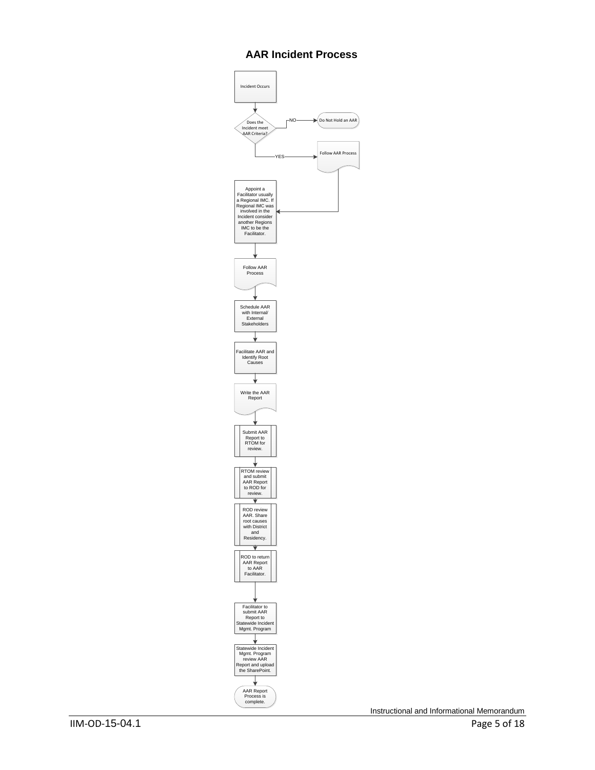## AAR Incident Process

Incident Occurs

Does the Incident meet AAR Criteria?

- NO → Do Not Hold an AAR
- YES → Follow AAR Process

Appoint a Facilitator usually a Regional IMC. If Regional IMC was involved in the Incident consider another Regions IMC to be the Facilitator.

Follow AAR Process

Schedule AAR with Internal/ External Stakeholders

Facilitate AAR and Identify Root Causes

Write the AAR Report

Submit AAR Report to RTOM for review.

RTOM review and submit AAR Report to ROD for review.

ROD review AAR. Share root causes with District and Residency.

ROD to return AAR Report to AAR Facilitator.

Facilitator to submit AAR Report to Statewide Incident Mgmt. Program

Statewide Incident Mgmt. Program review AAR Report and upload the SharePoint.

AAR Report Process is complete.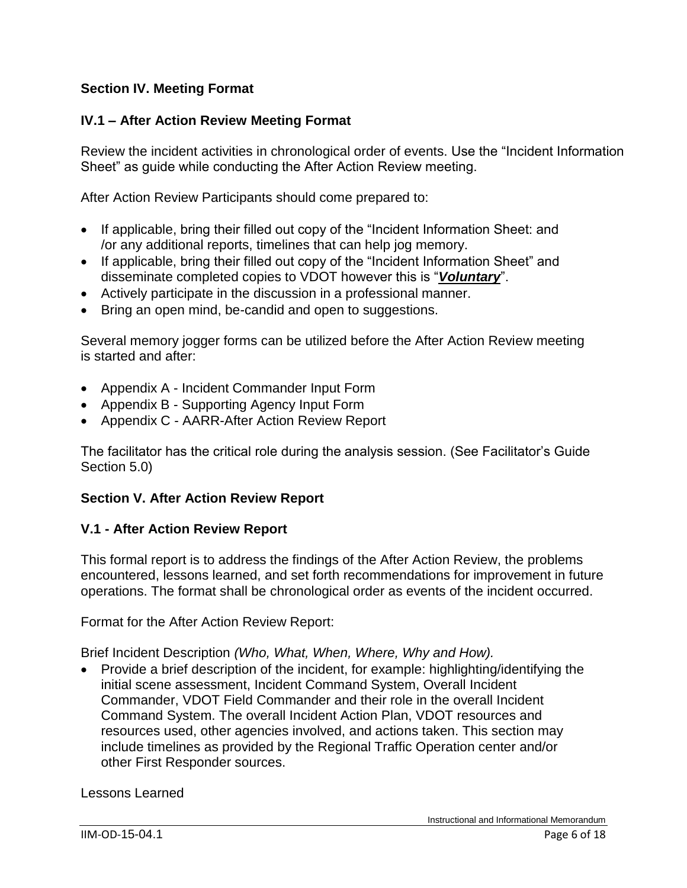## Section IV. Meeting Format

### IV.1 – After Action Review Meeting Format

Review the incident activities in chronological order of events. Use the "Incident Information Sheet" as guide while conducting the After Action Review meeting.

After Action Review Participants should come prepared to:

- If applicable, bring their filled out copy of the "Incident Information Sheet: and /or any additional reports, timelines that can help jog memory.
- If applicable, bring their filled out copy of the "Incident Information Sheet" and disseminate completed copies to VDOT however this is "***Voluntary***".
- Actively participate in the discussion in a professional manner.
- Bring an open mind, be-candid and open to suggestions.

Several memory jogger forms can be utilized before the After Action Review meeting is started and after:

- Appendix A - Incident Commander Input Form
- Appendix B - Supporting Agency Input Form
- Appendix C - AARR-After Action Review Report

The facilitator has the critical role during the analysis session. (See Facilitator's Guide Section 5.0)

## Section V. After Action Review Report

### V.1 - After Action Review Report

This formal report is to address the findings of the After Action Review, the problems encountered, lessons learned, and set forth recommendations for improvement in future operations. The format shall be chronological order as events of the incident occurred.

Format for the After Action Review Report:

Brief Incident Description *(Who, What, When, Where, Why and How).*

- Provide a brief description of the incident, for example: highlighting/identifying the initial scene assessment, Incident Command System, Overall Incident Commander, VDOT Field Commander and their role in the overall Incident Command System. The overall Incident Action Plan, VDOT resources and resources used, other agencies involved, and actions taken. This section may include timelines as provided by the Regional Traffic Operation center and/or other First Responder sources.

Lessons Learned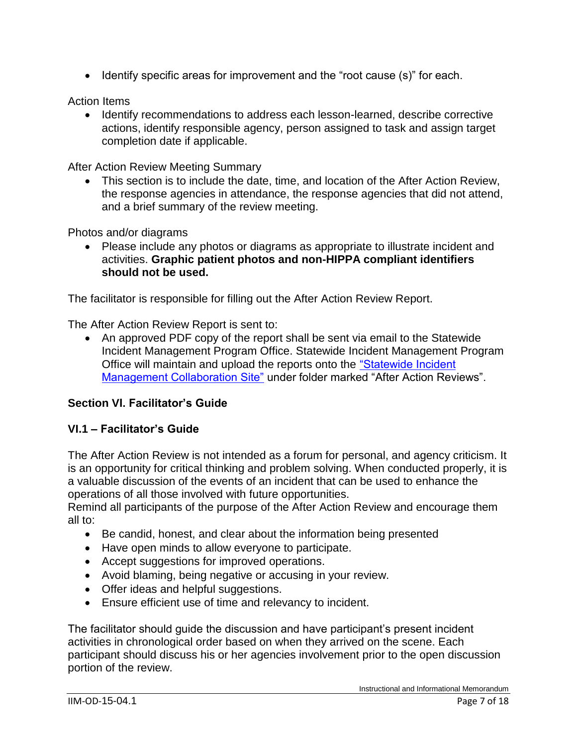- Identify specific areas for improvement and the "root cause (s)" for each.

Action Items

- Identify recommendations to address each lesson-learned, describe corrective actions, identify responsible agency, person assigned to task and assign target completion date if applicable.

After Action Review Meeting Summary

- This section is to include the date, time, and location of the After Action Review, the response agencies in attendance, the response agencies that did not attend, and a brief summary of the review meeting.

Photos and/or diagrams

- Please include any photos or diagrams as appropriate to illustrate incident and activities. **Graphic patient photos and non-HIPPA compliant identifiers should not be used.**

The facilitator is responsible for filling out the After Action Review Report.

The After Action Review Report is sent to:

- An approved PDF copy of the report shall be sent via email to the Statewide Incident Management Program Office. Statewide Incident Management Program Office will maintain and upload the reports onto the "Statewide Incident Management Collaboration Site" under folder marked "After Action Reviews".

## Section VI. Facilitator's Guide

### VI.1 – Facilitator's Guide

The After Action Review is not intended as a forum for personal, and agency criticism. It is an opportunity for critical thinking and problem solving. When conducted properly, it is a valuable discussion of the events of an incident that can be used to enhance the operations of all those involved with future opportunities.
Remind all participants of the purpose of the After Action Review and encourage them all to:

- Be candid, honest, and clear about the information being presented
- Have open minds to allow everyone to participate.
- Accept suggestions for improved operations.
- Avoid blaming, being negative or accusing in your review.
- Offer ideas and helpful suggestions.
- Ensure efficient use of time and relevancy to incident.

The facilitator should guide the discussion and have participant's present incident activities in chronological order based on when they arrived on the scene. Each participant should discuss his or her agencies involvement prior to the open discussion portion of the review.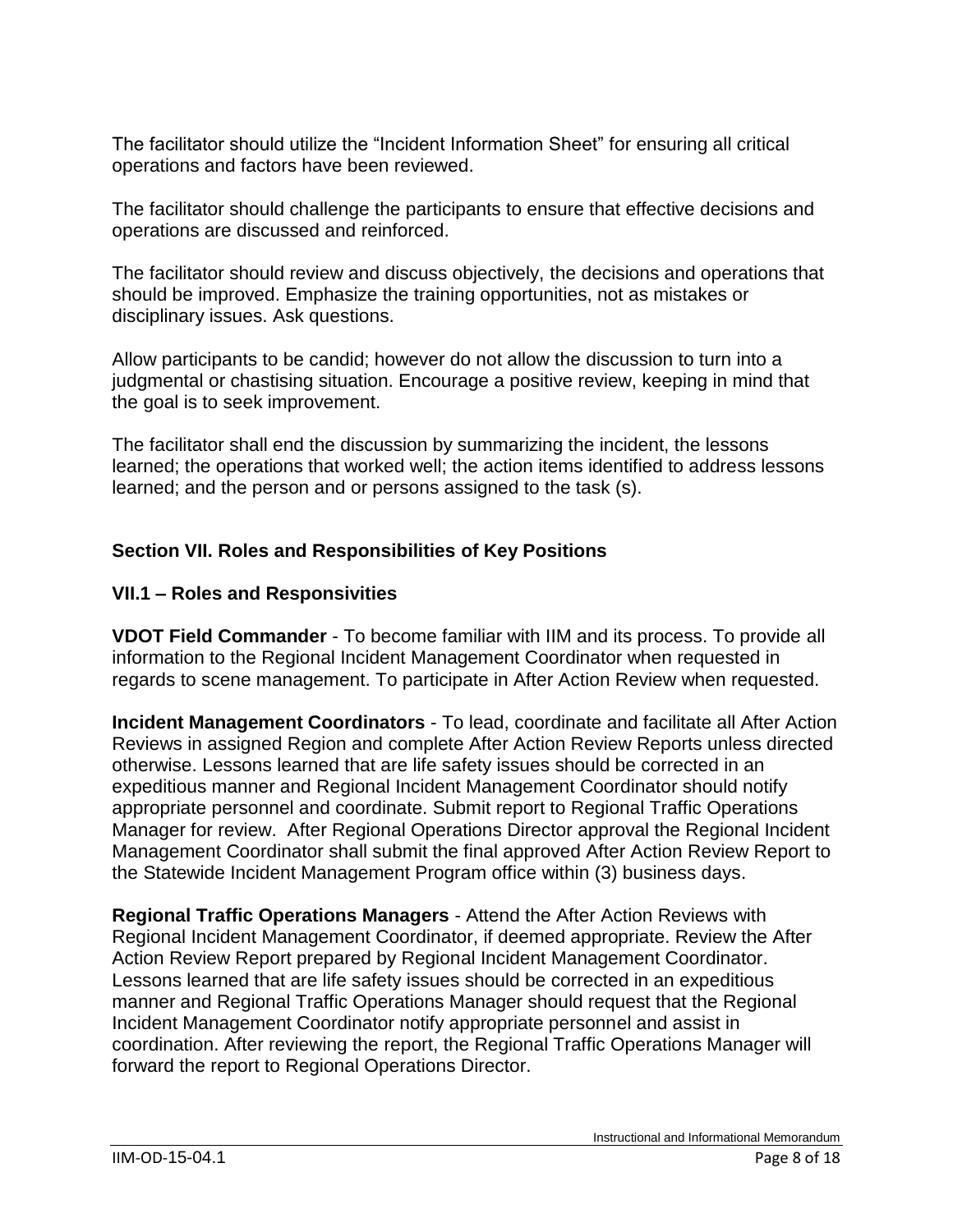The facilitator should utilize the "Incident Information Sheet" for ensuring all critical operations and factors have been reviewed.

The facilitator should challenge the participants to ensure that effective decisions and operations are discussed and reinforced.

The facilitator should review and discuss objectively, the decisions and operations that should be improved. Emphasize the training opportunities, not as mistakes or disciplinary issues. Ask questions.

Allow participants to be candid; however do not allow the discussion to turn into a judgmental or chastising situation. Encourage a positive review, keeping in mind that the goal is to seek improvement.

The facilitator shall end the discussion by summarizing the incident, the lessons learned; the operations that worked well; the action items identified to address lessons learned; and the person and or persons assigned to the task (s).

## Section VII. Roles and Responsibilities of Key Positions

### VII.1 – Roles and Responsivities

**VDOT Field Commander** - To become familiar with IIM and its process. To provide all information to the Regional Incident Management Coordinator when requested in regards to scene management. To participate in After Action Review when requested.

**Incident Management Coordinators** - To lead, coordinate and facilitate all After Action Reviews in assigned Region and complete After Action Review Reports unless directed otherwise. Lessons learned that are life safety issues should be corrected in an expeditious manner and Regional Incident Management Coordinator should notify appropriate personnel and coordinate. Submit report to Regional Traffic Operations Manager for review. After Regional Operations Director approval the Regional Incident Management Coordinator shall submit the final approved After Action Review Report to the Statewide Incident Management Program office within (3) business days.

**Regional Traffic Operations Managers** - Attend the After Action Reviews with Regional Incident Management Coordinator, if deemed appropriate. Review the After Action Review Report prepared by Regional Incident Management Coordinator. Lessons learned that are life safety issues should be corrected in an expeditious manner and Regional Traffic Operations Manager should request that the Regional Incident Management Coordinator notify appropriate personnel and assist in coordination. After reviewing the report, the Regional Traffic Operations Manager will forward the report to Regional Operations Director.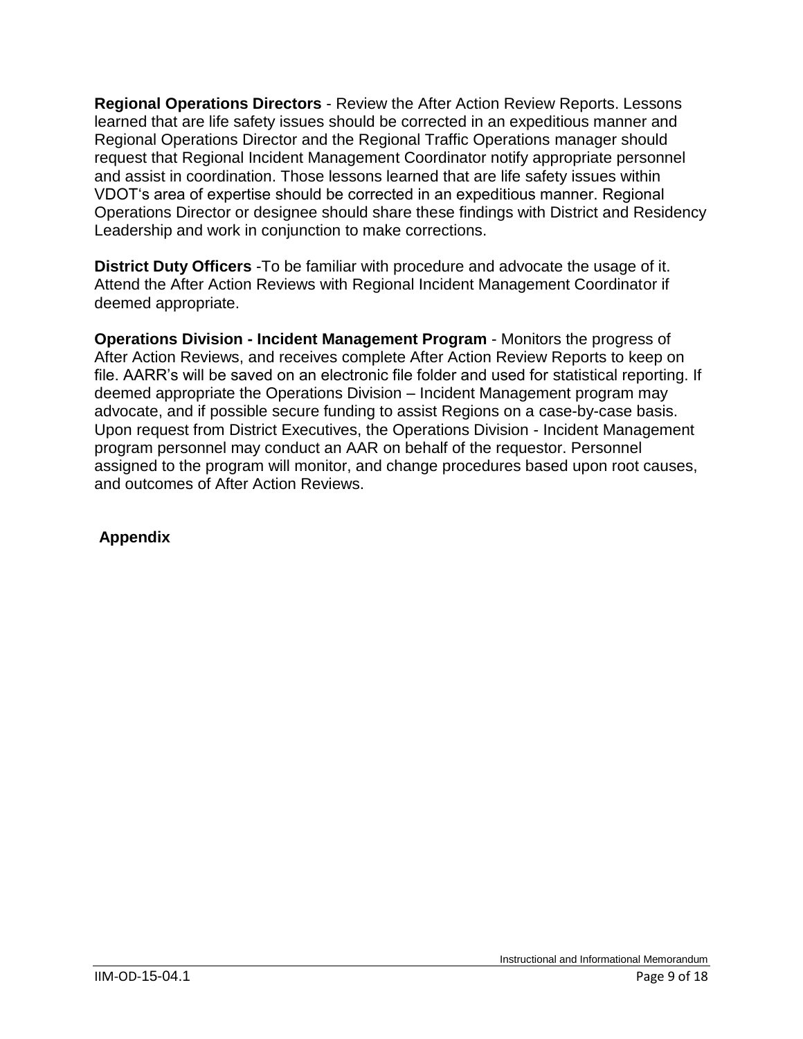**Regional Operations Directors** - Review the After Action Review Reports. Lessons learned that are life safety issues should be corrected in an expeditious manner and Regional Operations Director and the Regional Traffic Operations manager should request that Regional Incident Management Coordinator notify appropriate personnel and assist in coordination. Those lessons learned that are life safety issues within VDOT's area of expertise should be corrected in an expeditious manner. Regional Operations Director or designee should share these findings with District and Residency Leadership and work in conjunction to make corrections.

**District Duty Officers** -To be familiar with procedure and advocate the usage of it. Attend the After Action Reviews with Regional Incident Management Coordinator if deemed appropriate.

**Operations Division - Incident Management Program** - Monitors the progress of After Action Reviews, and receives complete After Action Review Reports to keep on file. AARR's will be saved on an electronic file folder and used for statistical reporting. If deemed appropriate the Operations Division – Incident Management program may advocate, and if possible secure funding to assist Regions on a case-by-case basis. Upon request from District Executives, the Operations Division - Incident Management program personnel may conduct an AAR on behalf of the requestor. Personnel assigned to the program will monitor, and change procedures based upon root causes, and outcomes of After Action Reviews.

**Appendix**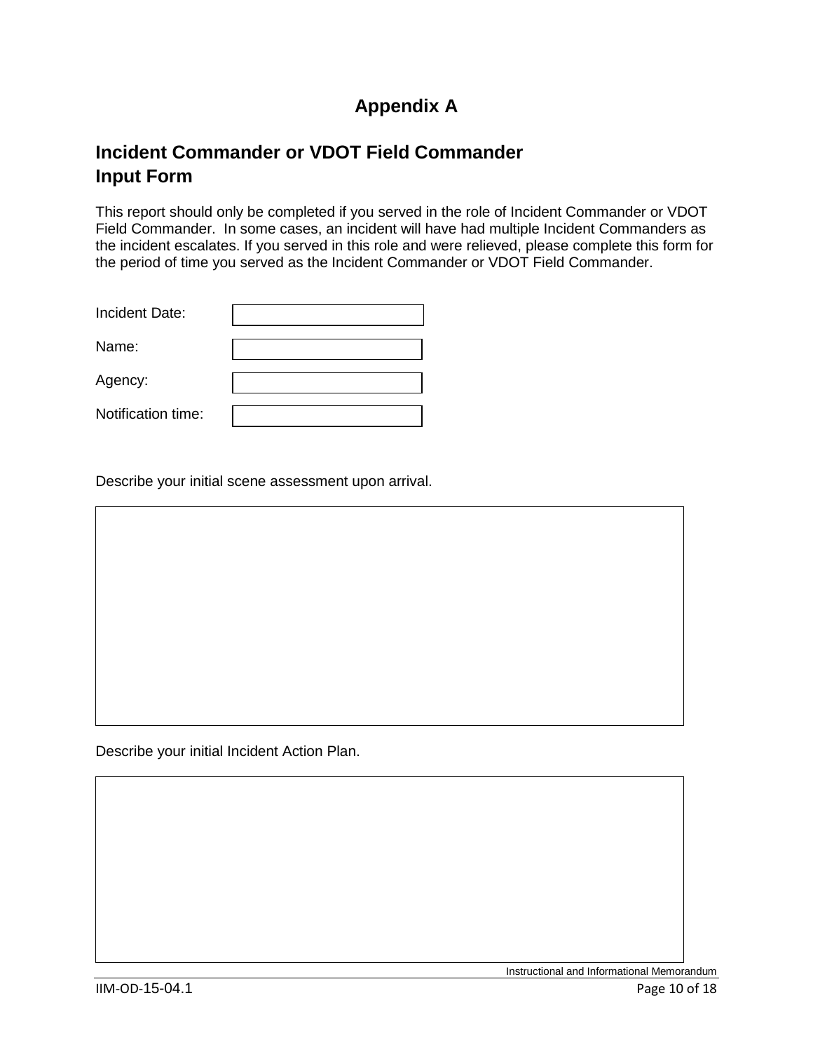# Appendix A

## Incident Commander or VDOT Field Commander Input Form

This report should only be completed if you served in the role of Incident Commander or VDOT Field Commander. In some cases, an incident will have had multiple Incident Commanders as the incident escalates. If you served in this role and were relieved, please complete this form for the period of time you served as the Incident Commander or VDOT Field Commander.

| | |
|---|---|
| Incident Date: | |
| Name: | |
| Agency: | |
| Notification time: | |

Describe your initial scene assessment upon arrival.

| |
|---|
| |

Describe your initial Incident Action Plan.

| |
|---|
| |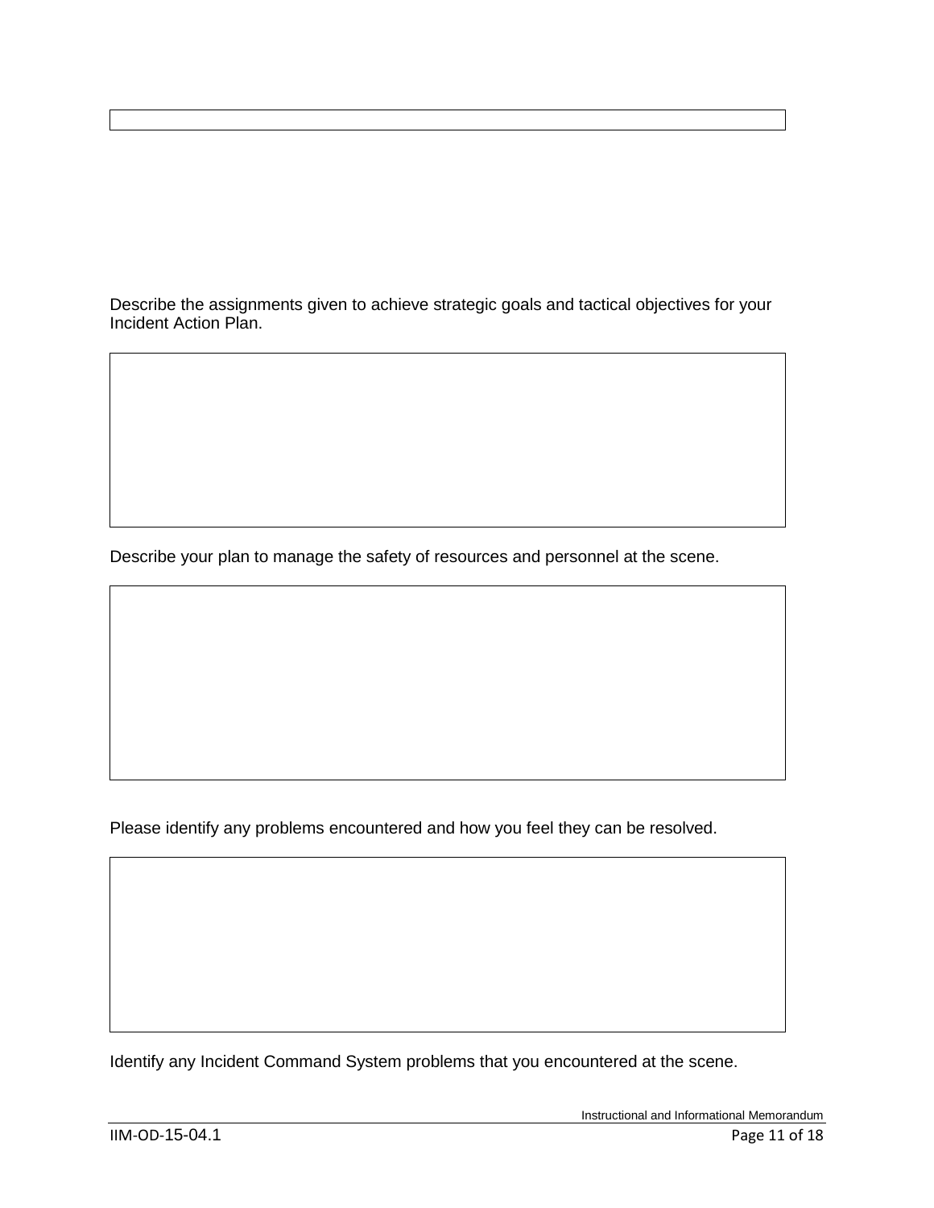Describe the assignments given to achieve strategic goals and tactical objectives for your Incident Action Plan.

Describe your plan to manage the safety of resources and personnel at the scene.

Please identify any problems encountered and how you feel they can be resolved.

Identify any Incident Command System problems that you encountered at the scene.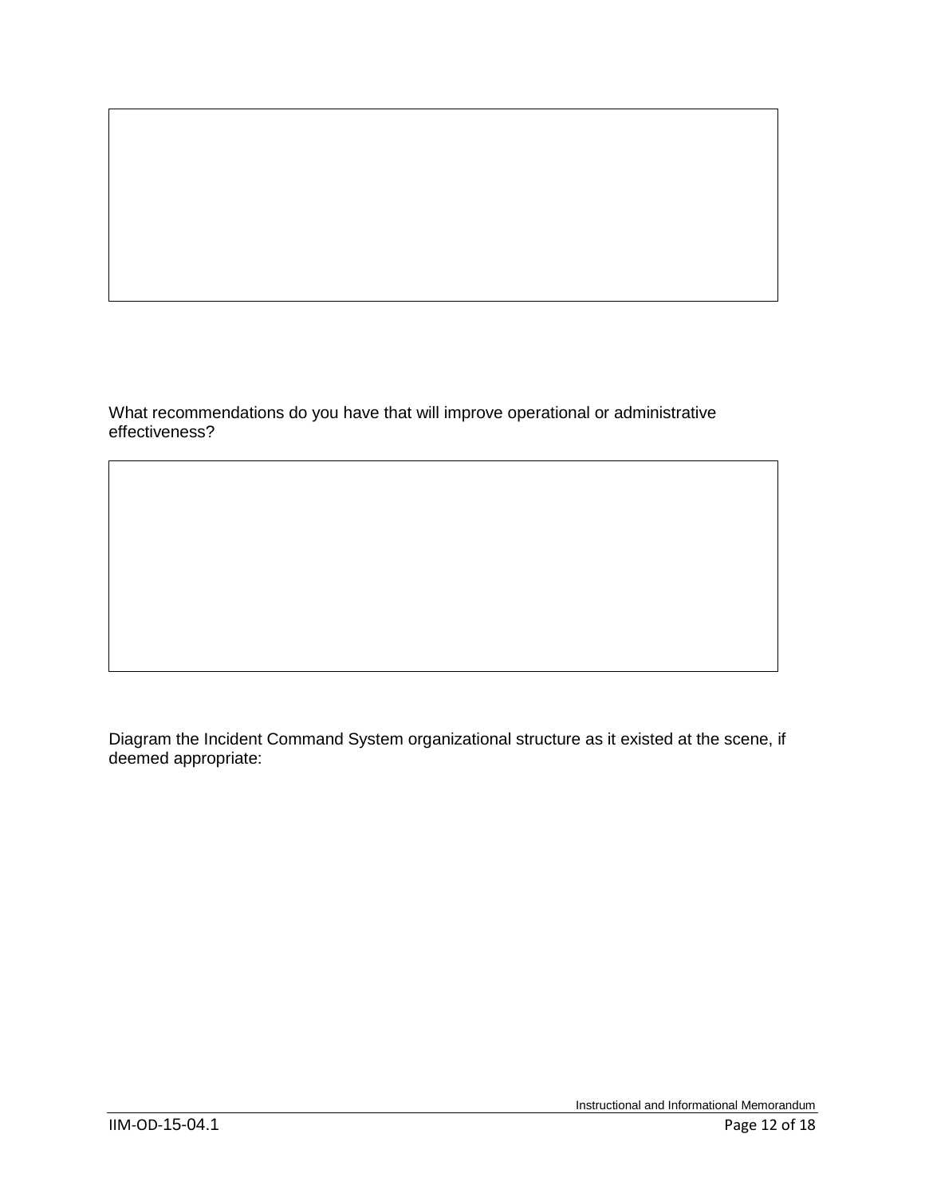What recommendations do you have that will improve operational or administrative effectiveness?

Diagram the Incident Command System organizational structure as it existed at the scene, if deemed appropriate: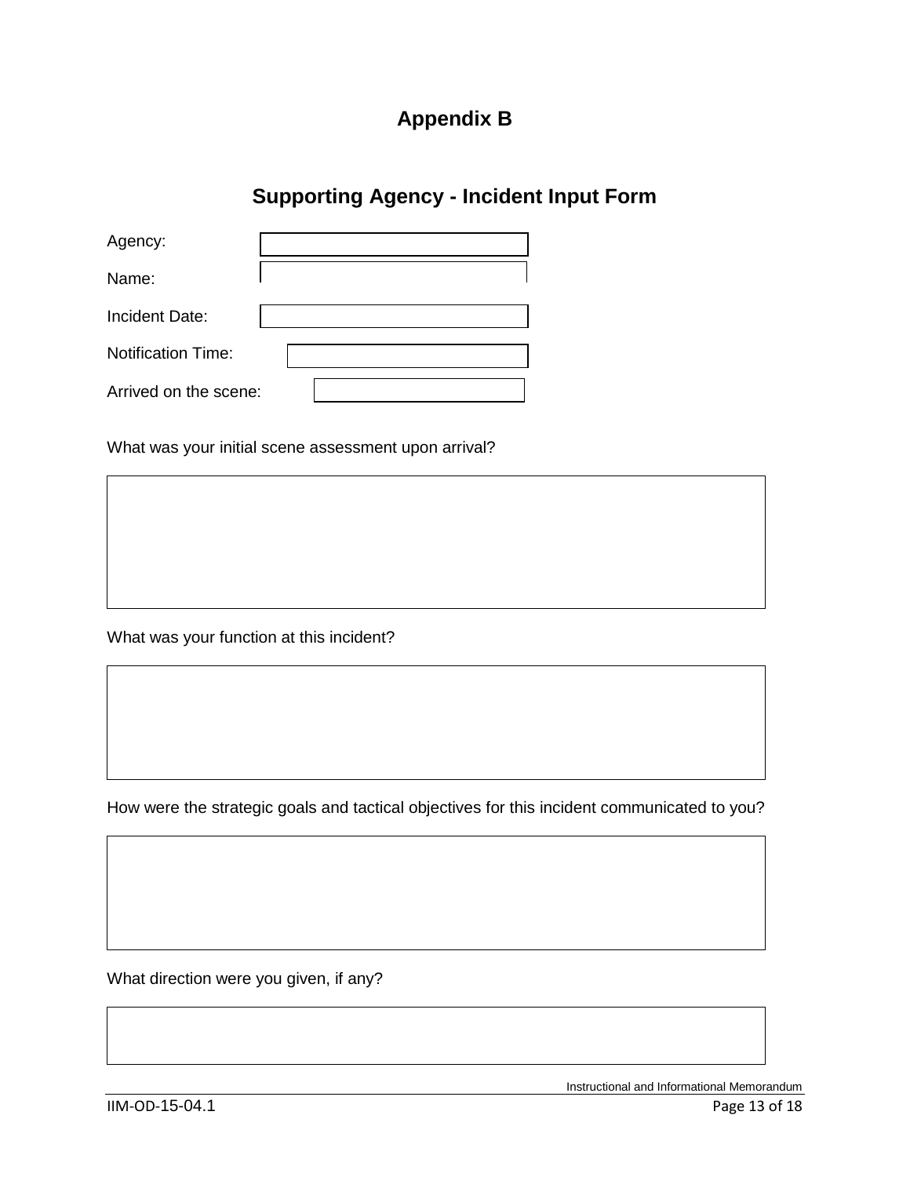# Appendix B

## Supporting Agency - Incident Input Form

Agency:

Name:

Incident Date:

Notification Time:

Arrived on the scene:

What was your initial scene assessment upon arrival?

What was your function at this incident?

How were the strategic goals and tactical objectives for this incident communicated to you?

What direction were you given, if any?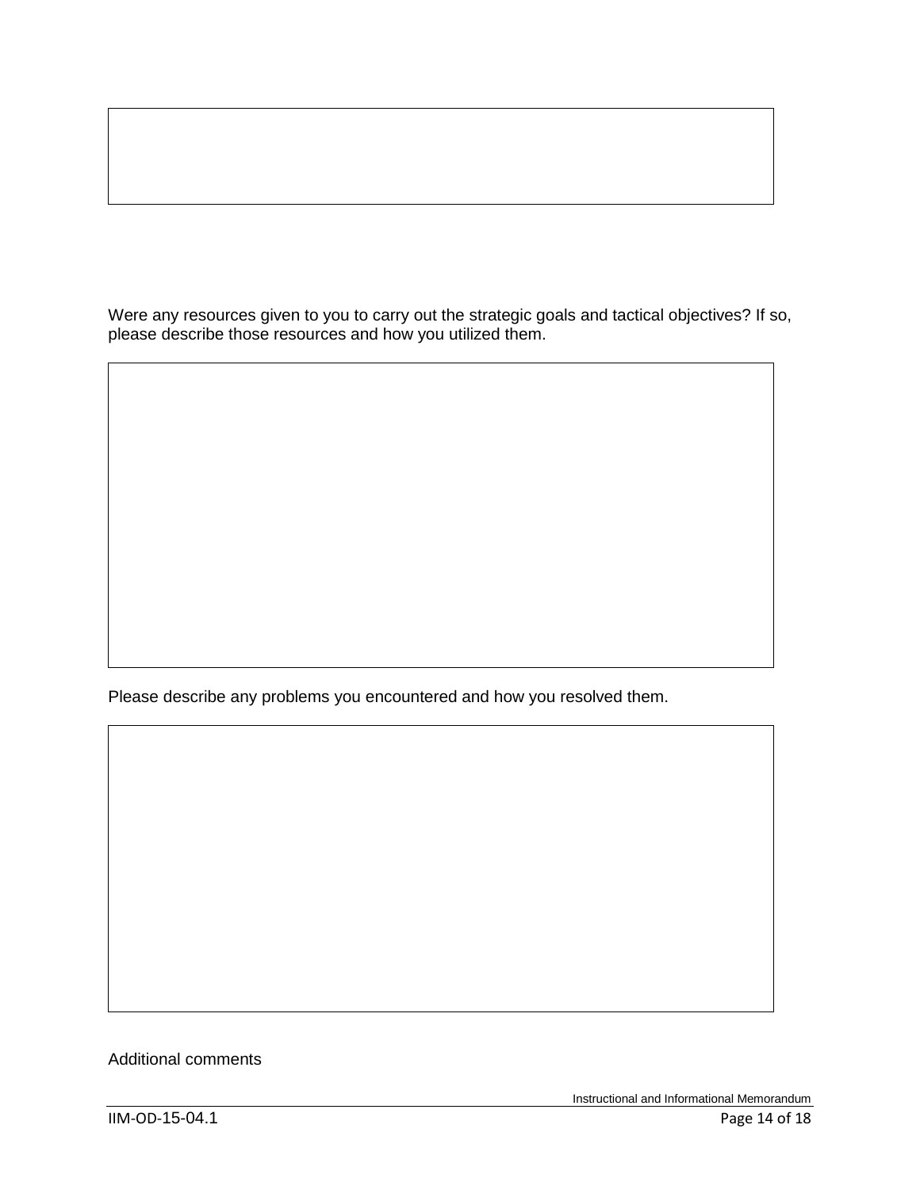Were any resources given to you to carry out the strategic goals and tactical objectives? If so, please describe those resources and how you utilized them.

Please describe any problems you encountered and how you resolved them.

Additional comments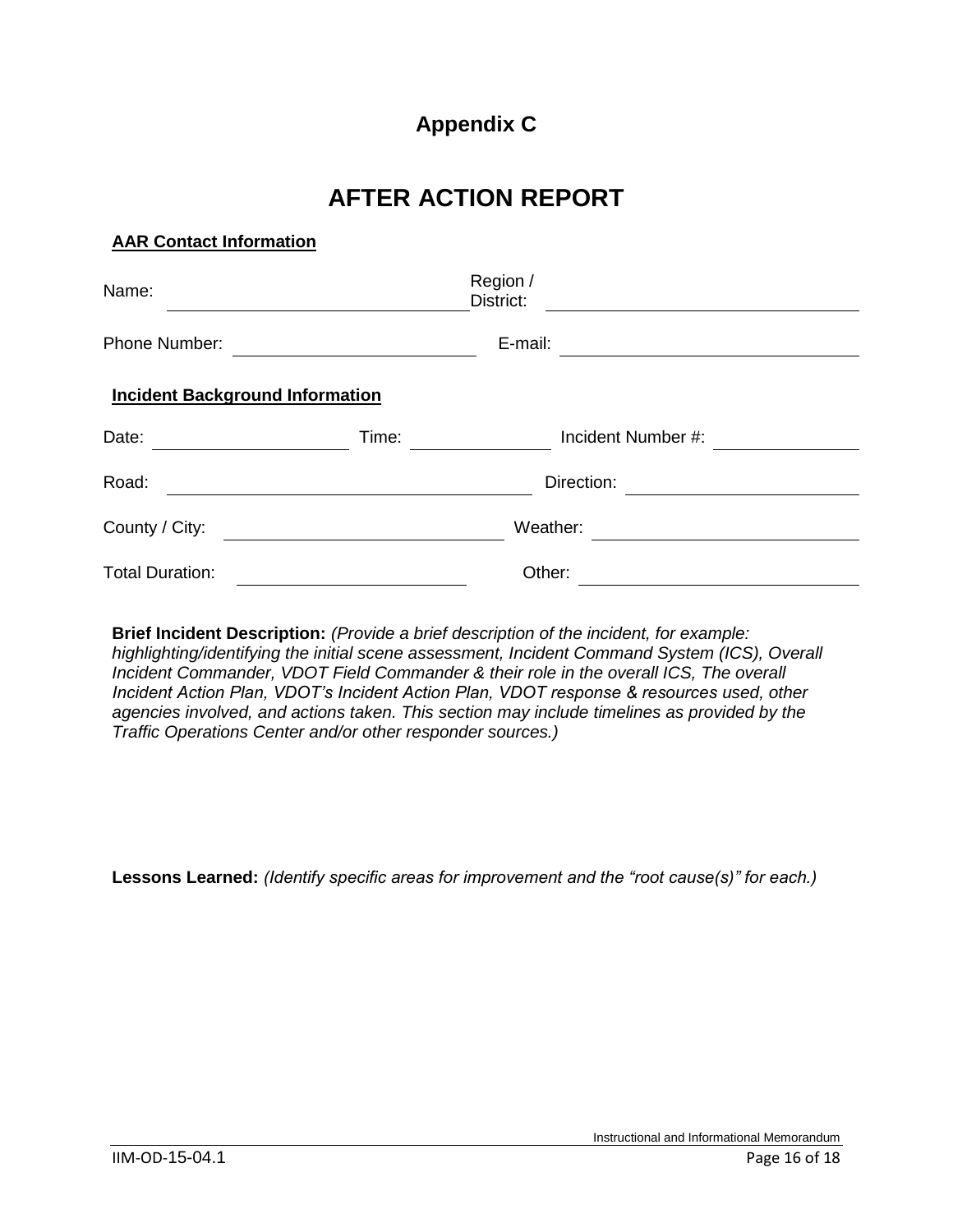## Appendix C

# AFTER ACTION REPORT

**AAR Contact Information**

Name: ______________________________ Region / District: ______________________________

Phone Number: ______________________ E-mail: ______________________________

**Incident Background Information**

Date: __________________ Time: ______________ Incident Number #: ______________

Road: ____________________________________ Direction: ______________________

County / City: ____________________________ Weather: ______________________

Total Duration: ______________________ Other: ______________________________

**Brief Incident Description:** *(Provide a brief description of the incident, for example: highlighting/identifying the initial scene assessment, Incident Command System (ICS), Overall Incident Commander, VDOT Field Commander & their role in the overall ICS, The overall Incident Action Plan, VDOT's Incident Action Plan, VDOT response & resources used, other agencies involved, and actions taken. This section may include timelines as provided by the Traffic Operations Center and/or other responder sources.)*

**Lessons Learned:** *(Identify specific areas for improvement and the "root cause(s)" for each.)*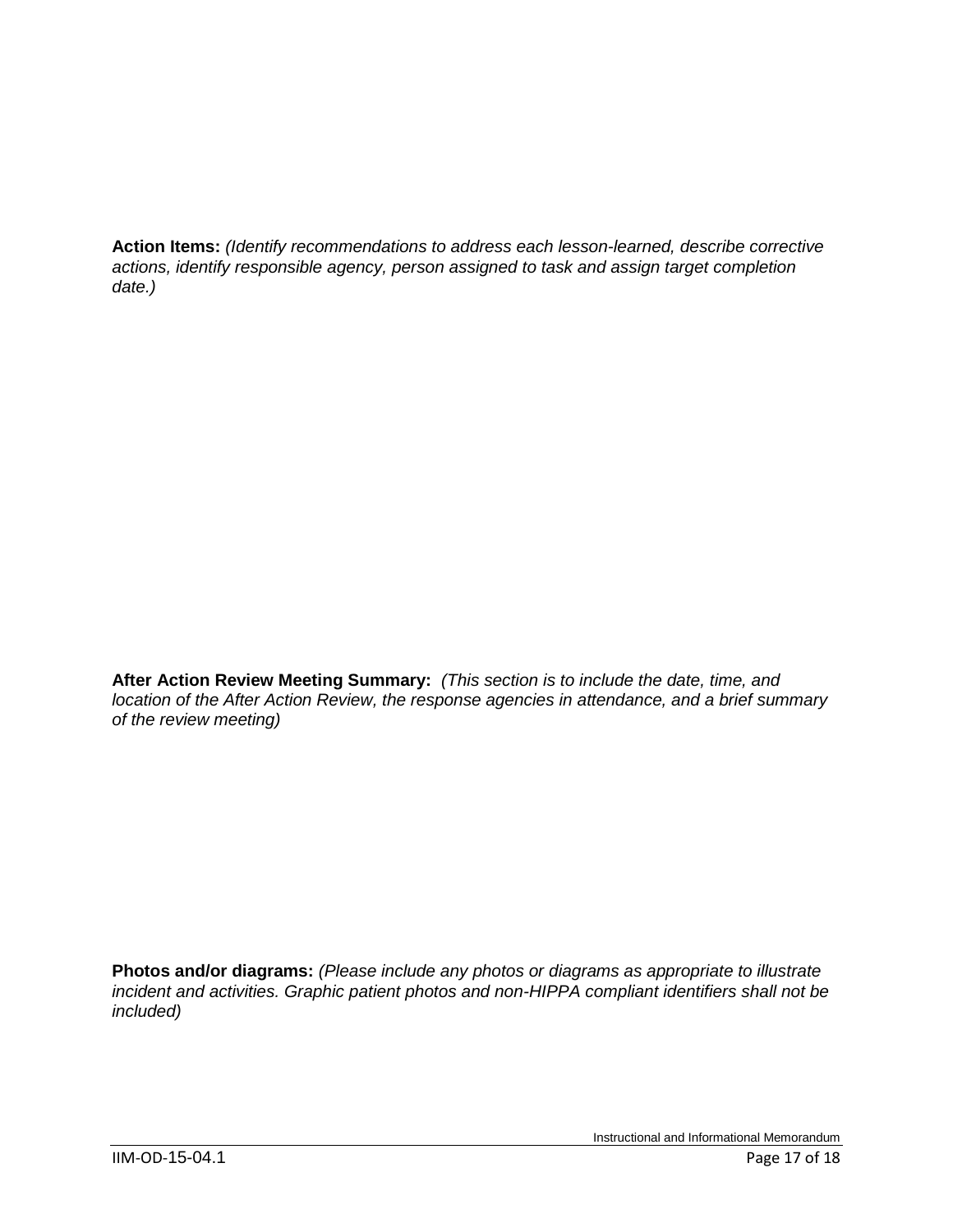**Action Items:** *(Identify recommendations to address each lesson-learned, describe corrective actions, identify responsible agency, person assigned to task and assign target completion date.)*

**After Action Review Meeting Summary:** *(This section is to include the date, time, and location of the After Action Review, the response agencies in attendance, and a brief summary of the review meeting)*

**Photos and/or diagrams:** *(Please include any photos or diagrams as appropriate to illustrate incident and activities. Graphic patient photos and non-HIPPA compliant identifiers shall not be included)*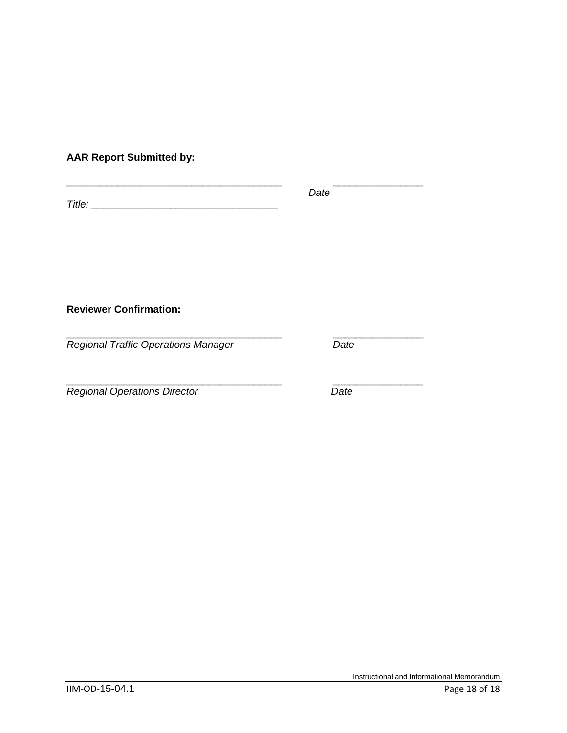**AAR Report Submitted by:**

\_\_\_\_\_\_\_\_\_\_\_\_\_\_\_\_\_\_\_\_\_\_\_\_\_\_\_\_\_\_\_\_\_\_\_\_\_\_ \_\_\_\_\_\_\_\_\_\_\_\_\_\_\_\_
*Date*

*Title: \_\_\_\_\_\_\_\_\_\_\_\_\_\_\_\_\_\_\_\_\_\_\_\_\_\_\_\_\_\_\_\_\_*

**Reviewer Confirmation:**

\_\_\_\_\_\_\_\_\_\_\_\_\_\_\_\_\_\_\_\_\_\_\_\_\_\_\_\_\_\_\_\_\_\_\_\_\_\_ \_\_\_\_\_\_\_\_\_\_\_\_\_\_\_\_
*Regional Traffic Operations Manager* *Date*

\_\_\_\_\_\_\_\_\_\_\_\_\_\_\_\_\_\_\_\_\_\_\_\_\_\_\_\_\_\_\_\_\_\_\_\_\_\_ \_\_\_\_\_\_\_\_\_\_\_\_\_\_\_\_
*Regional Operations Director* *Date*